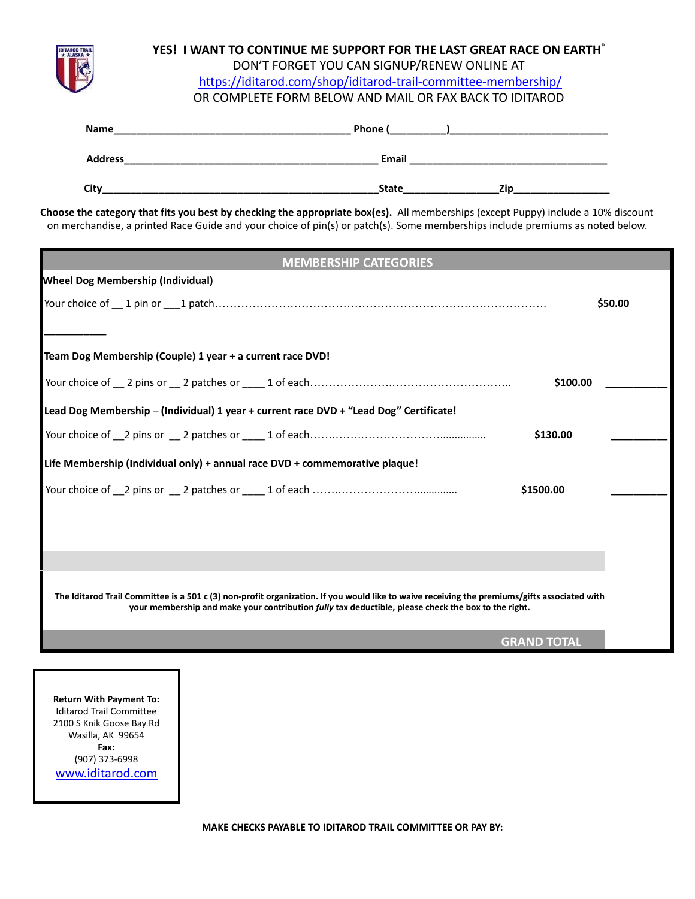**YES! I WANT TO CONTINUE ME SUPPORT FOR THE LAST GREAT RACE ON EARTH®**

DON'T FORGET YOU CAN SIGNUP/RENEW ONLINE AT

https://iditarod.com/shop/iditarod-trail-committee-membership/

OR COMPLETE FORM BELOW AND MAIL OR FAX BACK TO IDITAROD

**Name**________________________________________ **Phone (**_________**)**__________________________

**Address**_____________________________________________ **Email** __________________________________

**City**________________________________________________**State**________________**Zip**________________

**Choose the category that fits you best by checking the appropriate box(es).** All memberships (except Puppy) include a 10% discount on merchandise, a printed Race Guide and your choice of pin(s) or patch(s). Some memberships include premiums as noted below.

| MEMBERSHIP CATEGORIES | | |
|---|---|---|
| **Wheel Dog Membership (Individual)** | | |
| Your choice of __ 1 pin or ___1 patch………………………………………………………………………… | **$50.00** | __________ |
| **Team Dog Membership (Couple) 1 year + a current race DVD!** | | |
| Your choice of __ 2 pins or __ 2 patches or ____ 1 of each……………………………………………….. | **$100.00** | __________ |
| **Lead Dog Membership – (Individual) 1 year + current race DVD + "Lead Dog" Certificate!** | | |
| Your choice of __2 pins or __ 2 patches or ____ 1 of each……………………………….............. | **$130.00** | __________ |
| **Life Membership (Individual only) + annual race DVD + commemorative plaque!** | | |
| Your choice of __2 pins or __ 2 patches or ____ 1 of each ………………………………............. | **$1500.00** | __________ |
| **The Iditarod Trail Committee is a 501 c (3) non-profit organization. If you would like to waive receiving the premiums/gifts associated with your membership and make your contribution *fully* tax deductible, please check the box to the right.** | | |
| | **GRAND TOTAL** | |

**Return With Payment To:**
Iditarod Trail Committee
2100 S Knik Goose Bay Rd
Wasilla, AK 99654
**Fax:**
(907) 373-6998
www.iditarod.com

**MAKE CHECKS PAYABLE TO IDITAROD TRAIL COMMITTEE OR PAY BY:**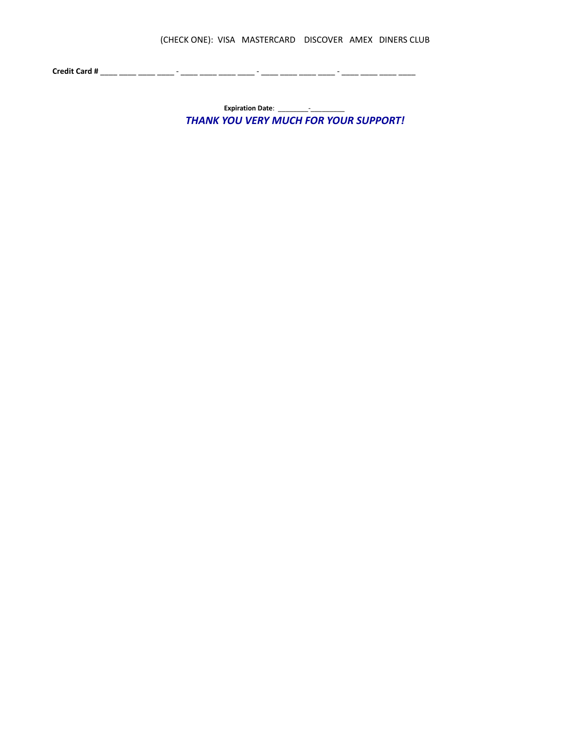(CHECK ONE): VISA MASTERCARD DISCOVER AMEX DINERS CLUB

**Credit Card #** ____ ____ ____ ____ - ____ ____ ____ ____ - ____ ____ ____ ____ - ____ ____ ____ ____

**Expiration Date**: ________-_________

***THANK YOU VERY MUCH FOR YOUR SUPPORT!***